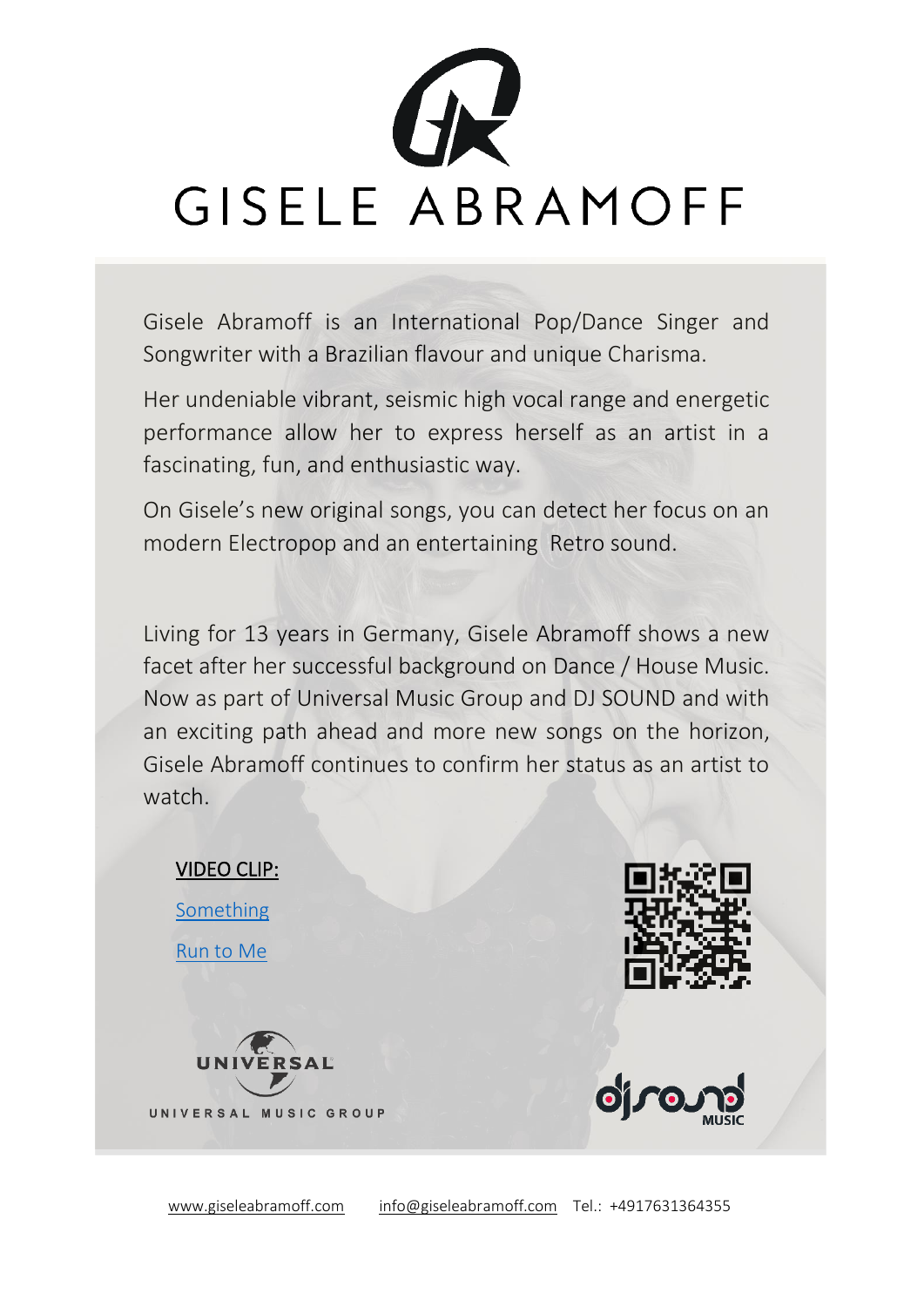# GISELE ABRAMOFF

Gisele Abramoff is an International Pop/Dance Singer and Songwriter with a Brazilian flavour and unique Charisma.

Her undeniable vibrant, seismic high vocal range and energetic performance allow her to express herself as an artist in a fascinating, fun, and enthusiastic way.

On Gisele's new original songs, you can detect her focus on an modern Electropop and an entertaining Retro sound.

Living for 13 years in Germany, Gisele Abramoff shows a new facet after her successful background on Dance / House Music. Now as part of Universal Music Group and DJ SOUND and with an exciting path ahead and more new songs on the horizon, Gisele Abramoff continues to confirm her status as an artist to watch.

VIDEO CLIP:

Something

Run to Me

UNIVERSAL MUSIC GROUP

djsound MUSIC

www.giseleabramoff.com info@giseleabramoff.com Tel.: +4917631364355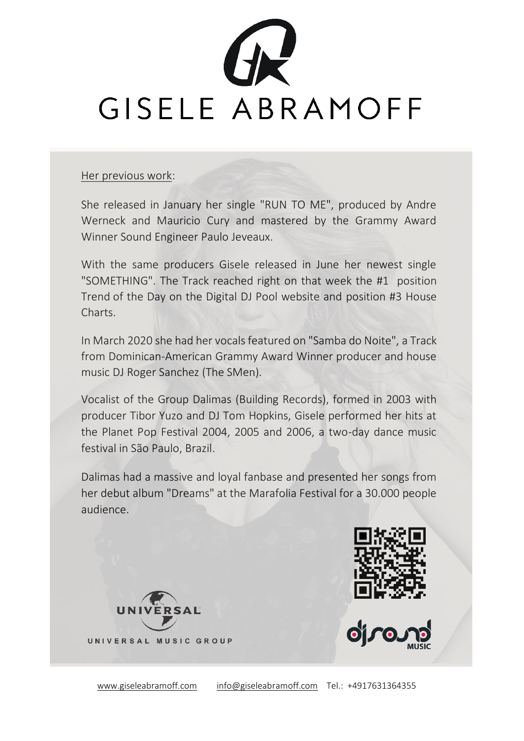# GISELE ABRAMOFF

Her previous work:

She released in January her single "RUN TO ME", produced by Andre Werneck and Mauricio Cury and mastered by the Grammy Award Winner Sound Engineer Paulo Jeveaux.

With the same producers Gisele released in June her newest single "SOMETHING". The Track reached right on that week the #1 position Trend of the Day on the Digital DJ Pool website and position #3 House Charts.

In March 2020 she had her vocals featured on "Samba do Noite", a Track from Dominican-American Grammy Award Winner producer and house music DJ Roger Sanchez (The SMen).

Vocalist of the Group Dalimas (Building Records), formed in 2003 with producer Tibor Yuzo and DJ Tom Hopkins, Gisele performed her hits at the Planet Pop Festival 2004, 2005 and 2006, a two-day dance music festival in São Paulo, Brazil.

Dalimas had a massive and loyal fanbase and presented her songs from her debut album "Dreams" at the Marafolia Festival for a 30.000 people audience.

UNIVERSAL MUSIC GROUP

djsound MUSIC

www.giseleabramoff.com info@giseleabramoff.com Tel.: +4917631364355